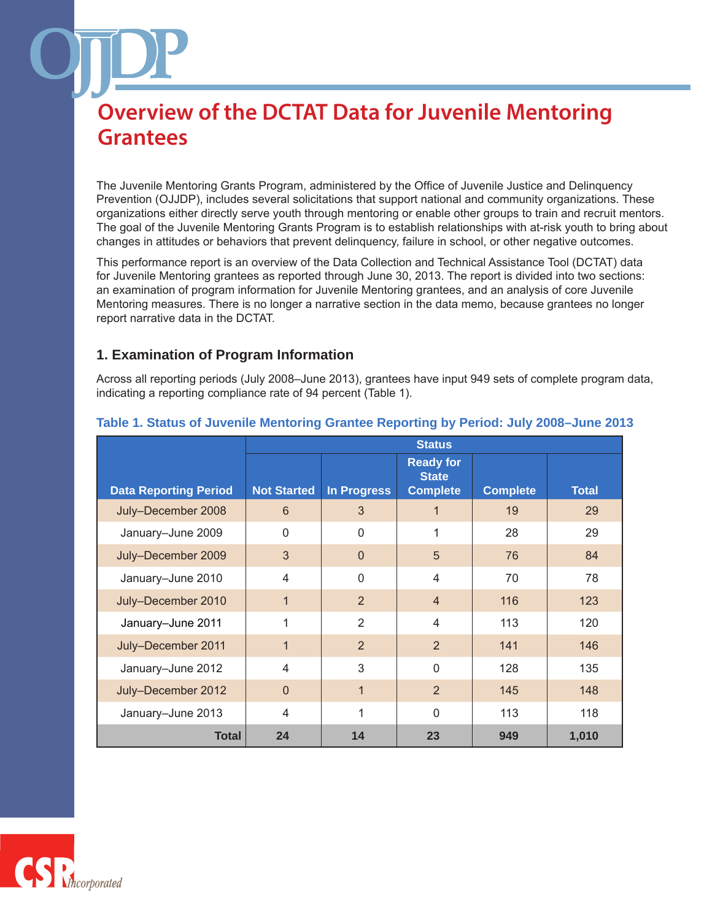# Overview of the DCTAT Data for Juvenile Mentoring Grantees

The Juvenile Mentoring Grants Program, administered by the Office of Juvenile Justice and Delinquency Prevention (OJJDP), includes several solicitations that support national and community organizations. These organizations either directly serve youth through mentoring or enable other groups to train and recruit mentors. The goal of the Juvenile Mentoring Grants Program is to establish relationships with at-risk youth to bring about changes in attitudes or behaviors that prevent delinquency, failure in school, or other negative outcomes.

This performance report is an overview of the Data Collection and Technical Assistance Tool (DCTAT) data for Juvenile Mentoring grantees as reported through June 30, 2013. The report is divided into two sections: an examination of program information for Juvenile Mentoring grantees, and an analysis of core Juvenile Mentoring measures. There is no longer a narrative section in the data memo, because grantees no longer report narrative data in the DCTAT.

## 1. Examination of Program Information

Across all reporting periods (July 2008–June 2013), grantees have input 949 sets of complete program data, indicating a reporting compliance rate of 94 percent (Table 1).

**Table 1. Status of Juvenile Mentoring Grantee Reporting by Period: July 2008–June 2013**

| | Status | | | | |
|---|---|---|---|---|---|
| Data Reporting Period | Not Started | In Progress | Ready for State Complete | Complete | Total |
| July–December 2008 | 6 | 3 | 1 | 19 | 29 |
| January–June 2009 | 0 | 0 | 1 | 28 | 29 |
| July–December 2009 | 3 | 0 | 5 | 76 | 84 |
| January–June 2010 | 4 | 0 | 4 | 70 | 78 |
| July–December 2010 | 1 | 2 | 4 | 116 | 123 |
| January–June 2011 | 1 | 2 | 4 | 113 | 120 |
| July–December 2011 | 1 | 2 | 2 | 141 | 146 |
| January–June 2012 | 4 | 3 | 0 | 128 | 135 |
| July–December 2012 | 0 | 1 | 2 | 145 | 148 |
| January–June 2013 | 4 | 1 | 0 | 113 | 118 |
| **Total** | **24** | **14** | **23** | **949** | **1,010** |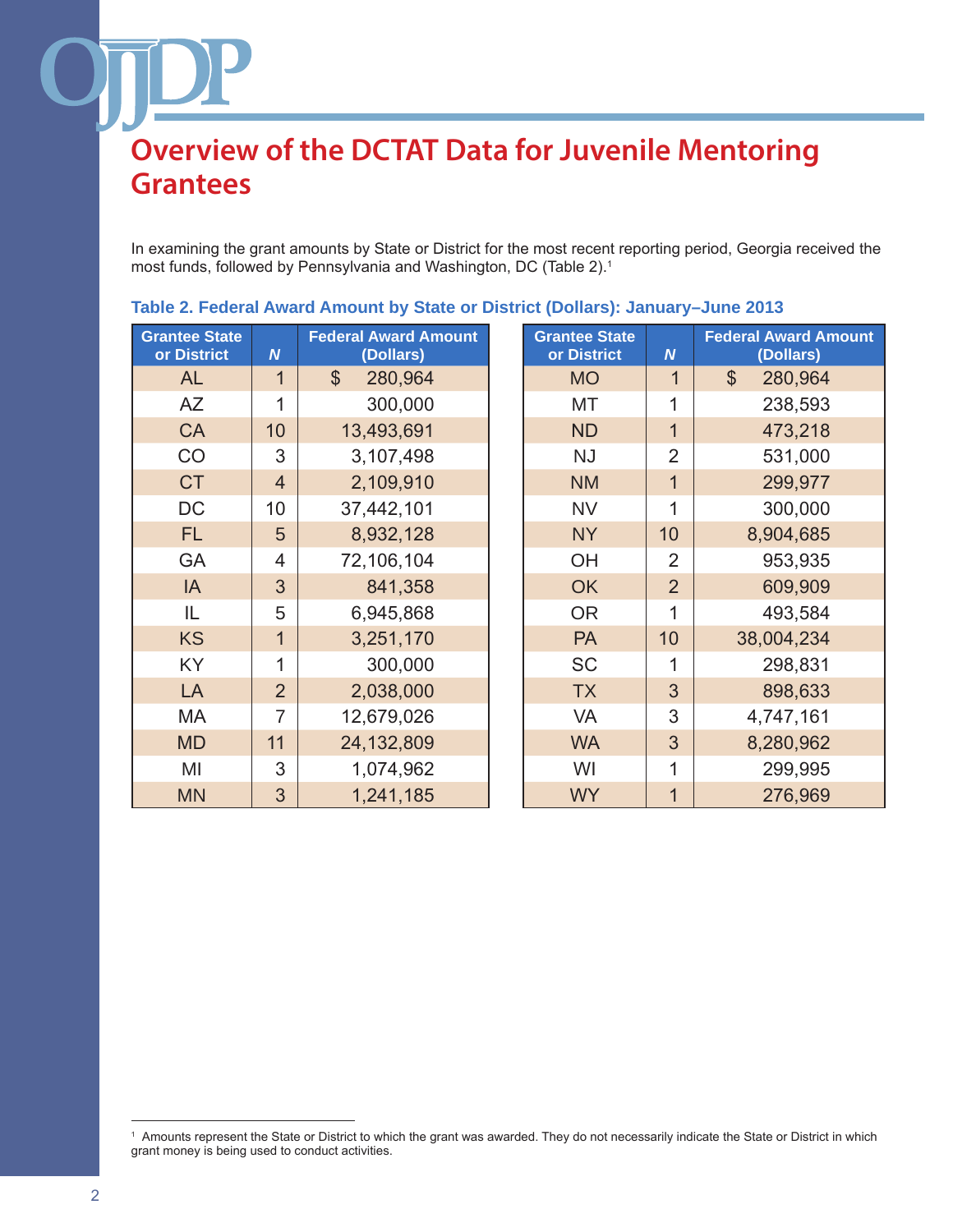# Overview of the DCTAT Data for Juvenile Mentoring Grantees

In examining the grant amounts by State or District for the most recent reporting period, Georgia received the most funds, followed by Pennsylvania and Washington, DC (Table 2).[1]

**Table 2. Federal Award Amount by State or District (Dollars): January–June 2013**

| Grantee State or District | *N* | Federal Award Amount (Dollars) |
|---|---|---|
| AL | 1 | $ 280,964 |
| AZ | 1 | 300,000 |
| CA | 10 | 13,493,691 |
| CO | 3 | 3,107,498 |
| CT | 4 | 2,109,910 |
| DC | 10 | 37,442,101 |
| FL | 5 | 8,932,128 |
| GA | 4 | 72,106,104 |
| IA | 3 | 841,358 |
| IL | 5 | 6,945,868 |
| KS | 1 | 3,251,170 |
| KY | 1 | 300,000 |
| LA | 2 | 2,038,000 |
| MA | 7 | 12,679,026 |
| MD | 11 | 24,132,809 |
| MI | 3 | 1,074,962 |
| MN | 3 | 1,241,185 |
| MO | 1 | $ 280,964 |
| MT | 1 | 238,593 |
| ND | 1 | 473,218 |
| NJ | 2 | 531,000 |
| NM | 1 | 299,977 |
| NV | 1 | 300,000 |
| NY | 10 | 8,904,685 |
| OH | 2 | 953,935 |
| OK | 2 | 609,909 |
| OR | 1 | 493,584 |
| PA | 10 | 38,004,234 |
| SC | 1 | 298,831 |
| TX | 3 | 898,633 |
| VA | 3 | 4,747,161 |
| WA | 3 | 8,280,962 |
| WI | 1 | 299,995 |
| WY | 1 | 276,969 |

[1] Amounts represent the State or District to which the grant was awarded. They do not necessarily indicate the State or District in which grant money is being used to conduct activities.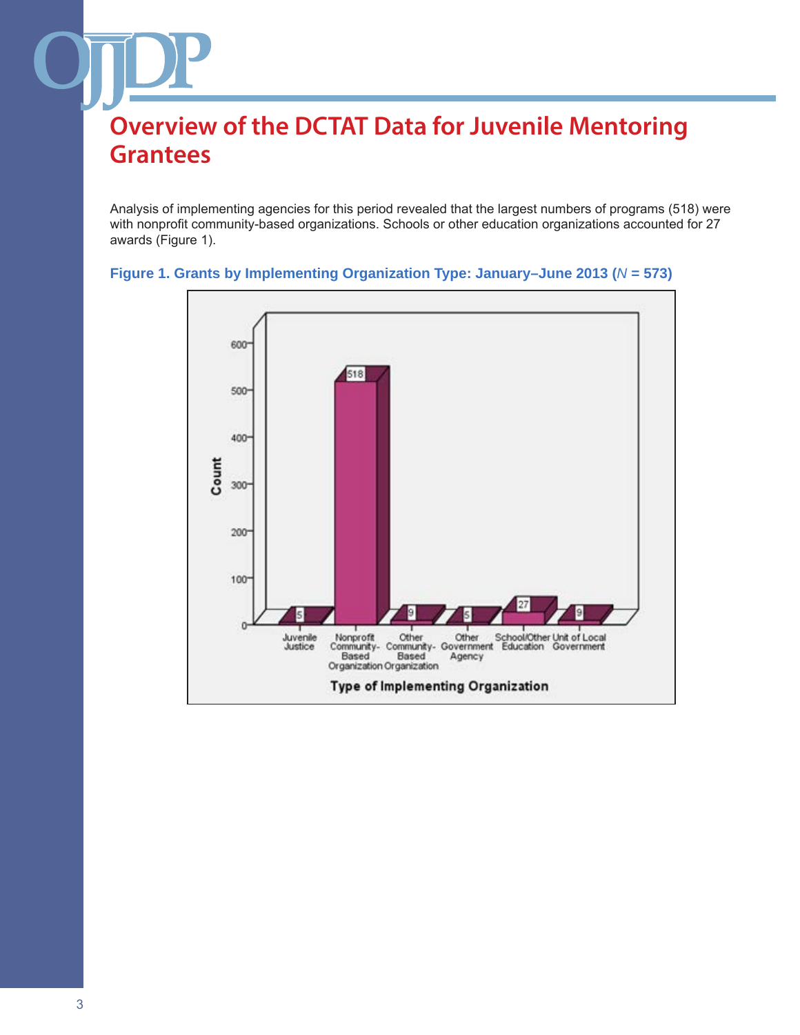# Overview of the DCTAT Data for Juvenile Mentoring Grantees

Analysis of implementing agencies for this period revealed that the largest numbers of programs (518) were with nonprofit community-based organizations. Schools or other education organizations accounted for 27 awards (Figure 1).

**Figure 1. Grants by Implementing Organization Type: January–June 2013 (*N* = 573)**

| Type of Implementing Organization | Count |
|---|---|
| Juvenile Justice | 5 |
| Nonprofit Community-Based Organization | 518 |
| Other Community-Based Organization | 9 |
| Other Government Agency | 5 |
| School/Other Education | 27 |
| Unit of Local Government | 9 |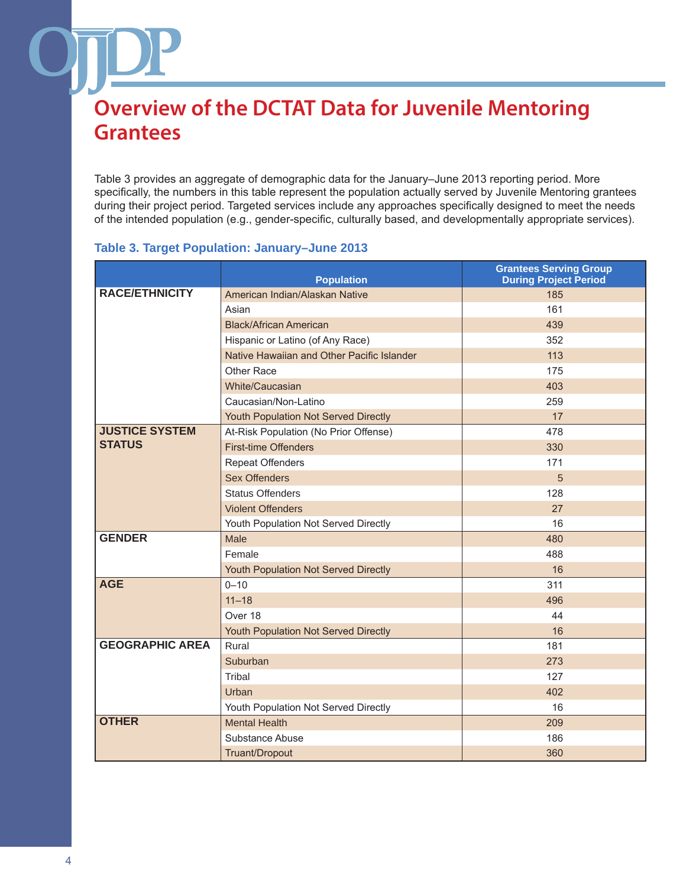# Overview of the DCTAT Data for Juvenile Mentoring Grantees

Table 3 provides an aggregate of demographic data for the January–June 2013 reporting period. More specifically, the numbers in this table represent the population actually served by Juvenile Mentoring grantees during their project period. Targeted services include any approaches specifically designed to meet the needs of the intended population (e.g., gender-specific, culturally based, and developmentally appropriate services).

### Table 3. Target Population: January–June 2013

| | Population | Grantees Serving Group During Project Period |
|---|---|---|
| **RACE/ETHNICITY** | American Indian/Alaskan Native | 185 |
| | Asian | 161 |
| | Black/African American | 439 |
| | Hispanic or Latino (of Any Race) | 352 |
| | Native Hawaiian and Other Pacific Islander | 113 |
| | Other Race | 175 |
| | White/Caucasian | 403 |
| | Caucasian/Non-Latino | 259 |
| | Youth Population Not Served Directly | 17 |
| **JUSTICE SYSTEM STATUS** | At-Risk Population (No Prior Offense) | 478 |
| | First-time Offenders | 330 |
| | Repeat Offenders | 171 |
| | Sex Offenders | 5 |
| | Status Offenders | 128 |
| | Violent Offenders | 27 |
| | Youth Population Not Served Directly | 16 |
| **GENDER** | Male | 480 |
| | Female | 488 |
| | Youth Population Not Served Directly | 16 |
| **AGE** | 0–10 | 311 |
| | 11–18 | 496 |
| | Over 18 | 44 |
| | Youth Population Not Served Directly | 16 |
| **GEOGRAPHIC AREA** | Rural | 181 |
| | Suburban | 273 |
| | Tribal | 127 |
| | Urban | 402 |
| | Youth Population Not Served Directly | 16 |
| **OTHER** | Mental Health | 209 |
| | Substance Abuse | 186 |
| | Truant/Dropout | 360 |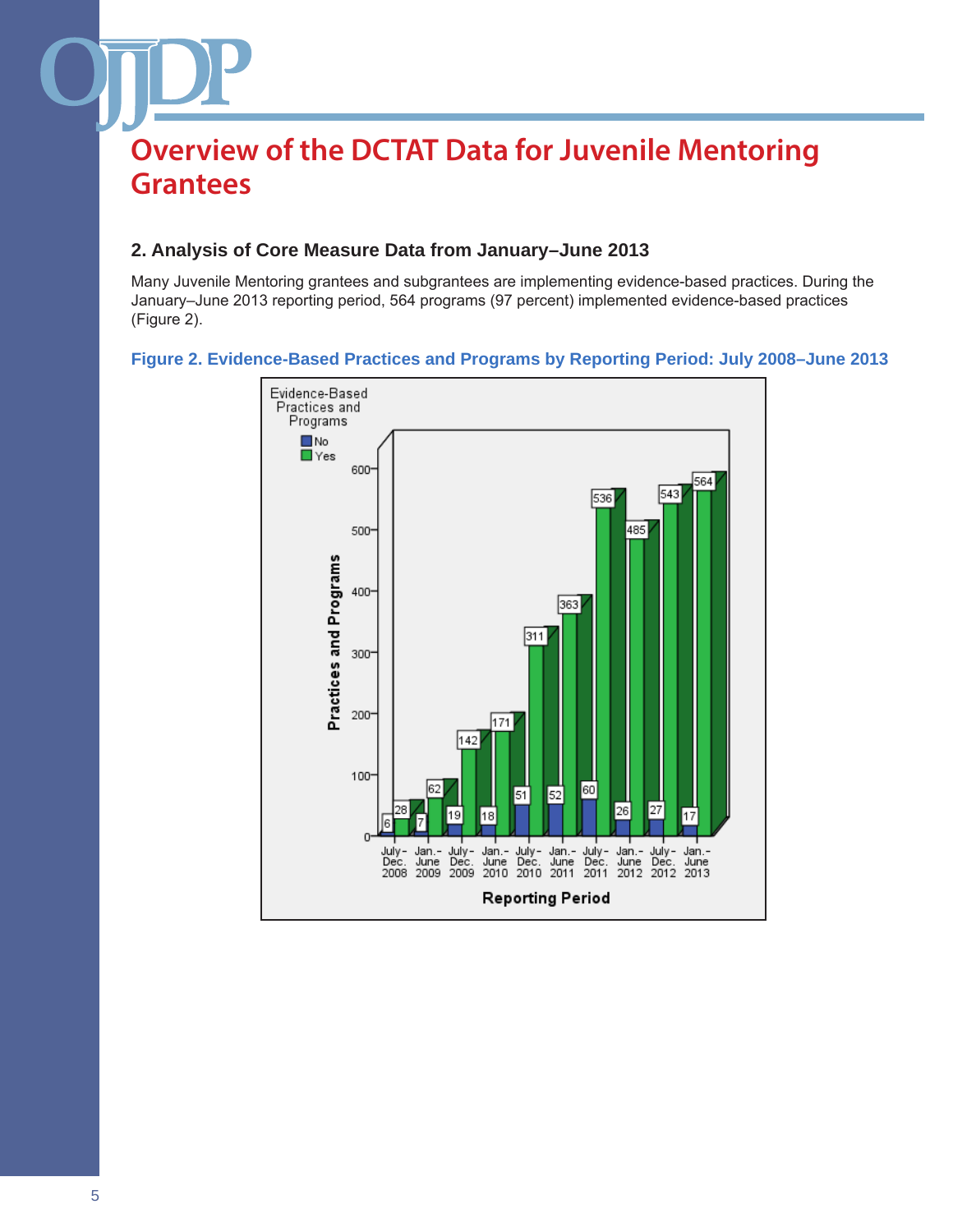# Overview of the DCTAT Data for Juvenile Mentoring Grantees

## 2. Analysis of Core Measure Data from January–June 2013

Many Juvenile Mentoring grantees and subgrantees are implementing evidence-based practices. During the January–June 2013 reporting period, 564 programs (97 percent) implemented evidence-based practices (Figure 2).

**Figure 2. Evidence-Based Practices and Programs by Reporting Period: July 2008–June 2013**

| Reporting Period | No | Yes |
|---|---|---|
| July–Dec. 2008 | 6 | 28 |
| Jan.–June 2009 | 7 | 62 |
| July–Dec. 2009 | 19 | 142 |
| Jan.–June 2010 | 18 | 171 |
| July–Dec. 2010 | 51 | 311 |
| Jan.–June 2011 | 52 | 363 |
| July–Dec. 2011 | 60 | 536 |
| Jan.–June 2012 | 26 | 485 |
| July–Dec. 2012 | 27 | 543 |
| Jan.–June 2013 | 17 | 564 |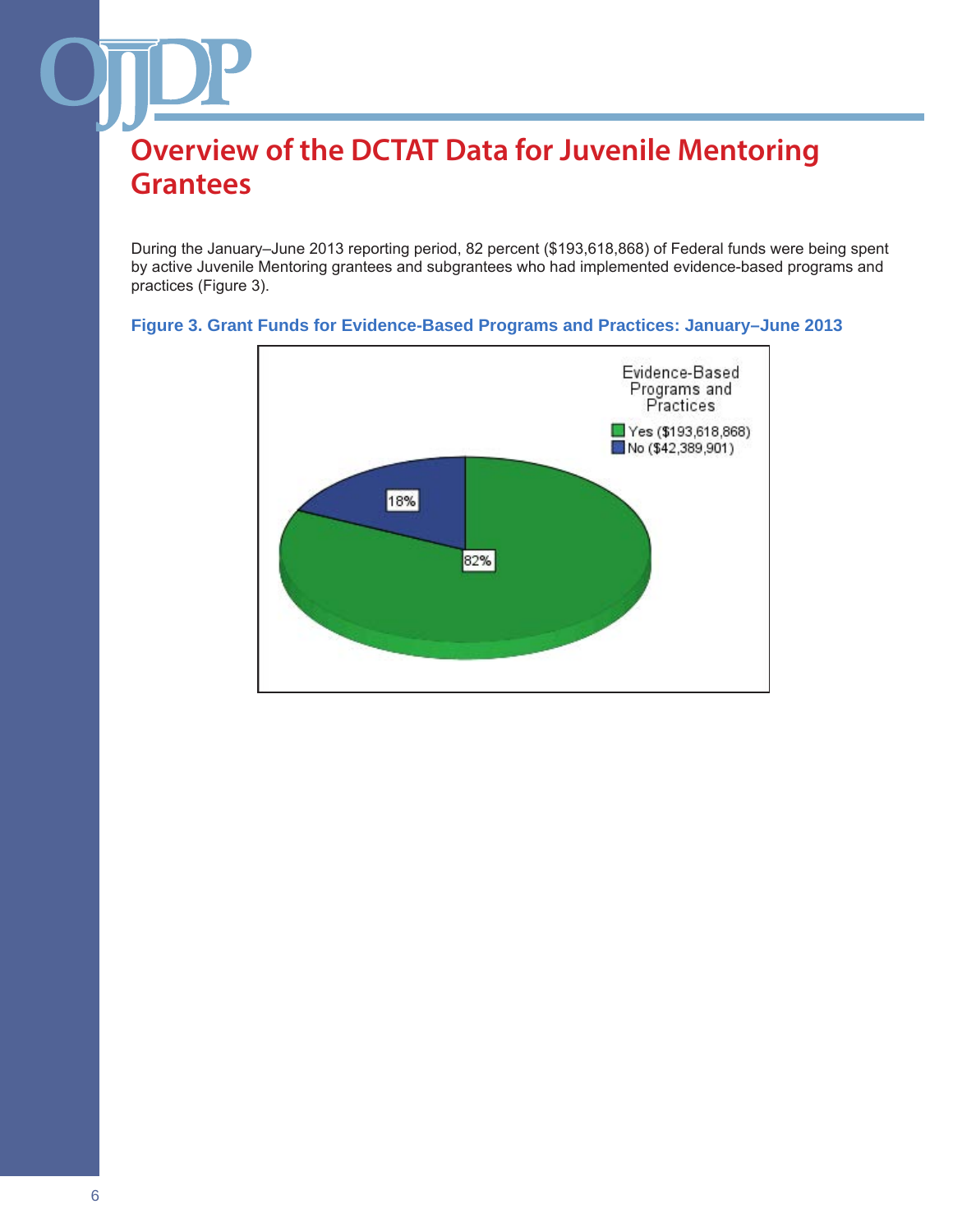# Overview of the DCTAT Data for Juvenile Mentoring Grantees

During the January–June 2013 reporting period, 82 percent ($193,618,868) of Federal funds were being spent by active Juvenile Mentoring grantees and subgrantees who had implemented evidence-based programs and practices (Figure 3).

**Figure 3. Grant Funds for Evidence-Based Programs and Practices: January–June 2013**

Evidence-Based Programs and Practices

- Yes ($193,618,868)
- No ($42,389,901)

18%

82%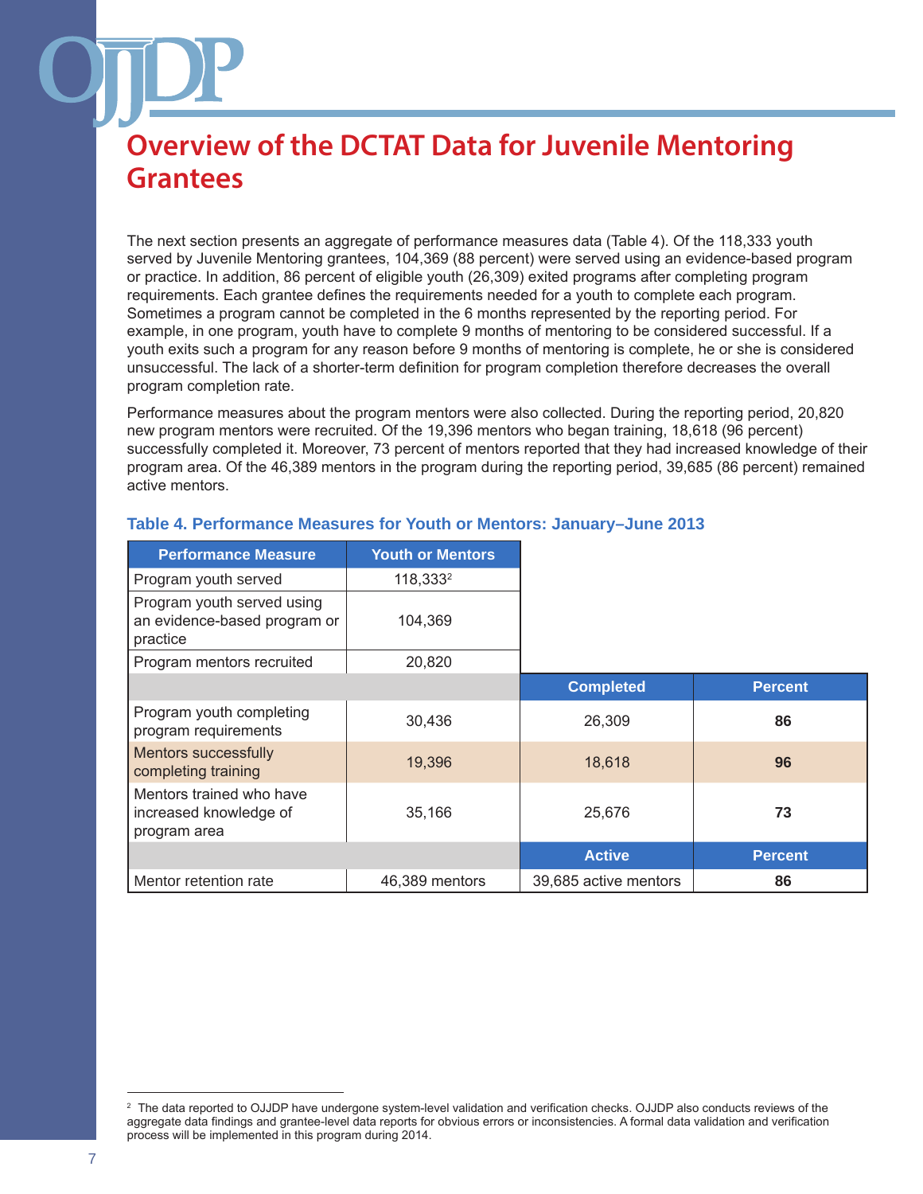# Overview of the DCTAT Data for Juvenile Mentoring Grantees

The next section presents an aggregate of performance measures data (Table 4). Of the 118,333 youth served by Juvenile Mentoring grantees, 104,369 (88 percent) were served using an evidence-based program or practice. In addition, 86 percent of eligible youth (26,309) exited programs after completing program requirements. Each grantee defines the requirements needed for a youth to complete each program. Sometimes a program cannot be completed in the 6 months represented by the reporting period. For example, in one program, youth have to complete 9 months of mentoring to be considered successful. If a youth exits such a program for any reason before 9 months of mentoring is complete, he or she is considered unsuccessful. The lack of a shorter-term definition for program completion therefore decreases the overall program completion rate.

Performance measures about the program mentors were also collected. During the reporting period, 20,820 new program mentors were recruited. Of the 19,396 mentors who began training, 18,618 (96 percent) successfully completed it. Moreover, 73 percent of mentors reported that they had increased knowledge of their program area. Of the 46,389 mentors in the program during the reporting period, 39,685 (86 percent) remained active mentors.

### Table 4. Performance Measures for Youth or Mentors: January–June 2013

| Performance Measure | Youth or Mentors | | |
|---|---|---|---|
| Program youth served | 118,333[2] | | |
| Program youth served using an evidence-based program or practice | 104,369 | | |
| Program mentors recruited | 20,820 | | |
| | | **Completed** | **Percent** |
| Program youth completing program requirements | 30,436 | 26,309 | **86** |
| Mentors successfully completing training | 19,396 | 18,618 | **96** |
| Mentors trained who have increased knowledge of program area | 35,166 | 25,676 | **73** |
| | | **Active** | **Percent** |
| Mentor retention rate | 46,389 mentors | 39,685 active mentors | **86** |

[2] The data reported to OJJDP have undergone system-level validation and verification checks. OJJDP also conducts reviews of the aggregate data findings and grantee-level data reports for obvious errors or inconsistencies. A formal data validation and verification process will be implemented in this program during 2014.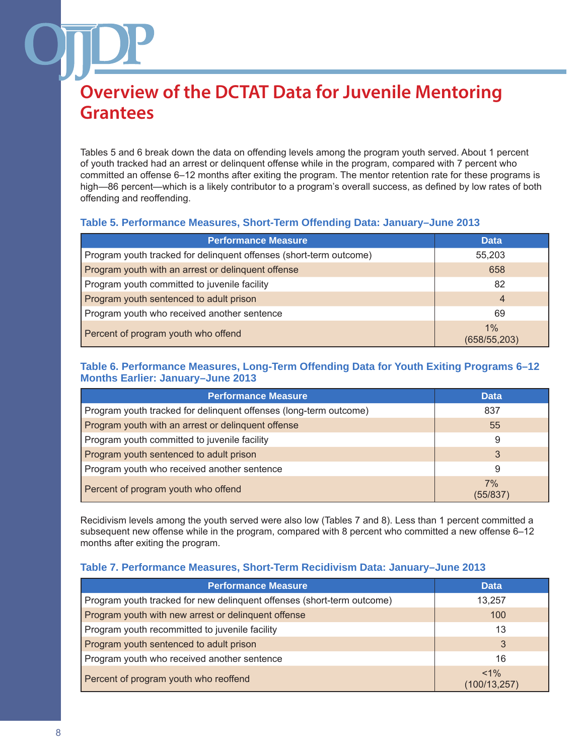# Overview of the DCTAT Data for Juvenile Mentoring Grantees

Tables 5 and 6 break down the data on offending levels among the program youth served. About 1 percent of youth tracked had an arrest or delinquent offense while in the program, compared with 7 percent who committed an offense 6–12 months after exiting the program. The mentor retention rate for these programs is high—86 percent—which is a likely contributor to a program's overall success, as defined by low rates of both offending and reoffending.

### Table 5. Performance Measures, Short-Term Offending Data: January–June 2013

| Performance Measure | Data |
|---|---|
| Program youth tracked for delinquent offenses (short-term outcome) | 55,203 |
| Program youth with an arrest or delinquent offense | 658 |
| Program youth committed to juvenile facility | 82 |
| Program youth sentenced to adult prison | 4 |
| Program youth who received another sentence | 69 |
| Percent of program youth who offend | 1% (658/55,203) |

### Table 6. Performance Measures, Long-Term Offending Data for Youth Exiting Programs 6–12 Months Earlier: January–June 2013

| Performance Measure | Data |
|---|---|
| Program youth tracked for delinquent offenses (long-term outcome) | 837 |
| Program youth with an arrest or delinquent offense | 55 |
| Program youth committed to juvenile facility | 9 |
| Program youth sentenced to adult prison | 3 |
| Program youth who received another sentence | 9 |
| Percent of program youth who offend | 7% (55/837) |

Recidivism levels among the youth served were also low (Tables 7 and 8). Less than 1 percent committed a subsequent new offense while in the program, compared with 8 percent who committed a new offense 6–12 months after exiting the program.

### Table 7. Performance Measures, Short-Term Recidivism Data: January–June 2013

| Performance Measure | Data |
|---|---|
| Program youth tracked for new delinquent offenses (short-term outcome) | 13,257 |
| Program youth with new arrest or delinquent offense | 100 |
| Program youth recommitted to juvenile facility | 13 |
| Program youth sentenced to adult prison | 3 |
| Program youth who received another sentence | 16 |
| Percent of program youth who reoffend | <1% (100/13,257) |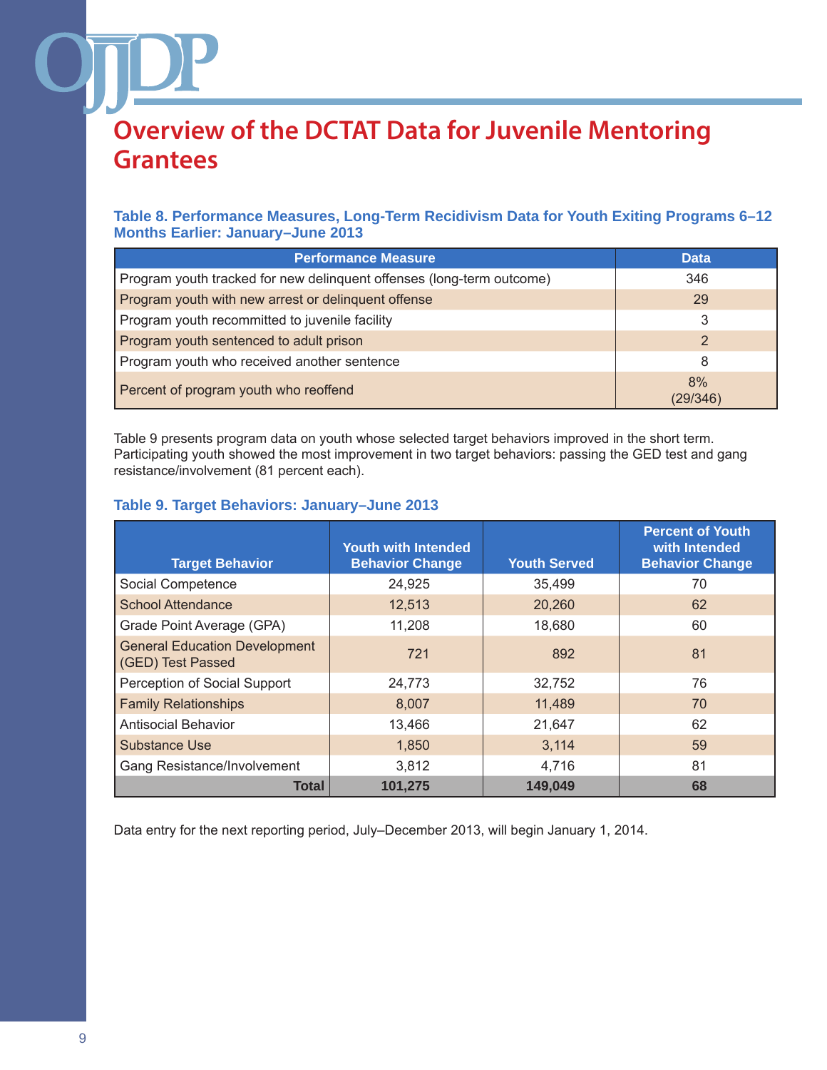# Overview of the DCTAT Data for Juvenile Mentoring Grantees

### Table 8. Performance Measures, Long-Term Recidivism Data for Youth Exiting Programs 6–12 Months Earlier: January–June 2013

| Performance Measure | Data |
|---|---|
| Program youth tracked for new delinquent offenses (long-term outcome) | 346 |
| Program youth with new arrest or delinquent offense | 29 |
| Program youth recommitted to juvenile facility | 3 |
| Program youth sentenced to adult prison | 2 |
| Program youth who received another sentence | 8 |
| Percent of program youth who reoffend | 8% (29/346) |

Table 9 presents program data on youth whose selected target behaviors improved in the short term. Participating youth showed the most improvement in two target behaviors: passing the GED test and gang resistance/involvement (81 percent each).

### Table 9. Target Behaviors: January–June 2013

| Target Behavior | Youth with Intended Behavior Change | Youth Served | Percent of Youth with Intended Behavior Change |
|---|---|---|---|
| Social Competence | 24,925 | 35,499 | 70 |
| School Attendance | 12,513 | 20,260 | 62 |
| Grade Point Average (GPA) | 11,208 | 18,680 | 60 |
| General Education Development (GED) Test Passed | 721 | 892 | 81 |
| Perception of Social Support | 24,773 | 32,752 | 76 |
| Family Relationships | 8,007 | 11,489 | 70 |
| Antisocial Behavior | 13,466 | 21,647 | 62 |
| Substance Use | 1,850 | 3,114 | 59 |
| Gang Resistance/Involvement | 3,812 | 4,716 | 81 |
| **Total** | **101,275** | **149,049** | **68** |

Data entry for the next reporting period, July–December 2013, will begin January 1, 2014.